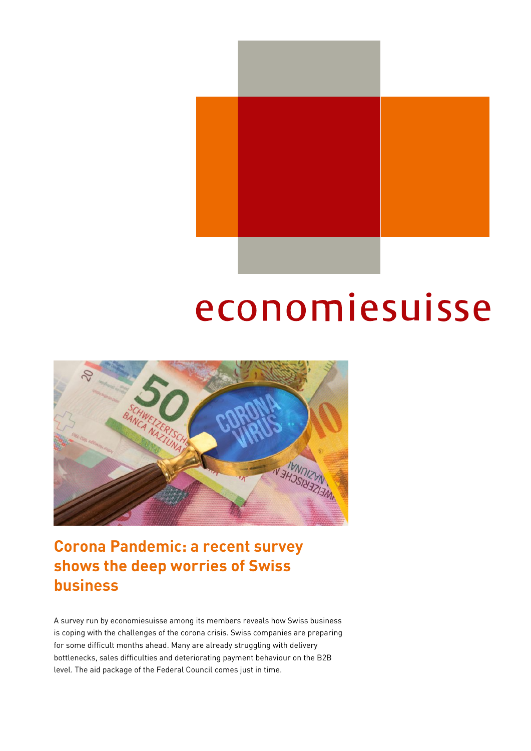economiesuisse

# Corona Pandemic: a recent survey shows the deep worries of Swiss business

A survey run by economiesuisse among its members reveals how Swiss business is coping with the challenges of the corona crisis. Swiss companies are preparing for some difficult months ahead. Many are already struggling with delivery bottlenecks, sales difficulties and deteriorating payment behaviour on the B2B level. The aid package of the Federal Council comes just in time.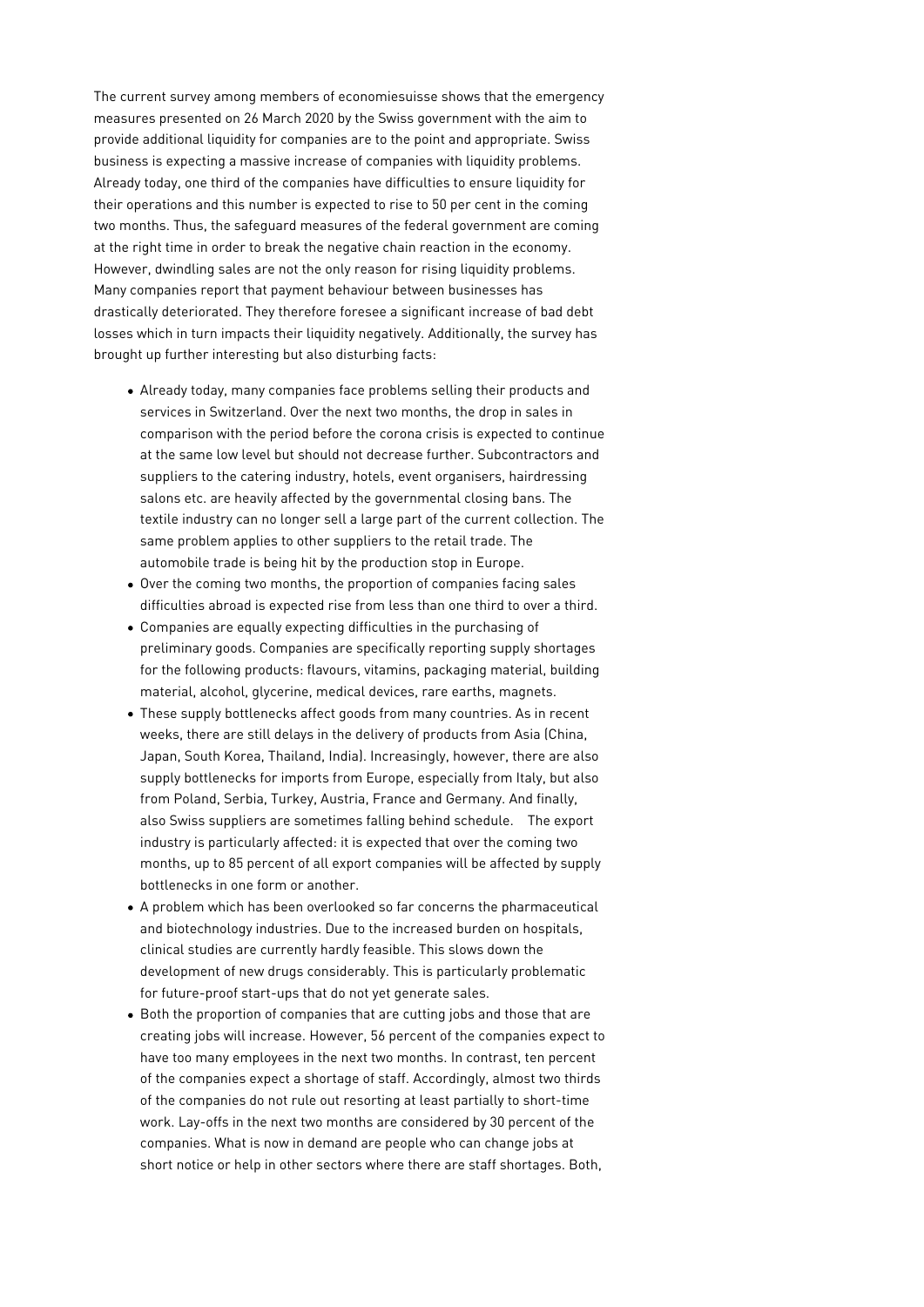The current survey among members of economiesuisse shows that the emergency measures presented on 26 March 2020 by the Swiss government with the aim to provide additional liquidity for companies are to the point and appropriate. Swiss business is expecting a massive increase of companies with liquidity problems. Already today, one third of the companies have difficulties to ensure liquidity for their operations and this number is expected to rise to 50 per cent in the coming two months. Thus, the safeguard measures of the federal government are coming at the right time in order to break the negative chain reaction in the economy. However, dwindling sales are not the only reason for rising liquidity problems. Many companies report that payment behaviour between businesses has drastically deteriorated. They therefore foresee a significant increase of bad debt losses which in turn impacts their liquidity negatively. Additionally, the survey has brought up further interesting but also disturbing facts:

- Already today, many companies face problems selling their products and services in Switzerland. Over the next two months, the drop in sales in comparison with the period before the corona crisis is expected to continue at the same low level but should not decrease further. Subcontractors and suppliers to the catering industry, hotels, event organisers, hairdressing salons etc. are heavily affected by the governmental closing bans. The textile industry can no longer sell a large part of the current collection. The same problem applies to other suppliers to the retail trade. The automobile trade is being hit by the production stop in Europe.
- Over the coming two months, the proportion of companies facing sales difficulties abroad is expected rise from less than one third to over a third.
- Companies are equally expecting difficulties in the purchasing of preliminary goods. Companies are specifically reporting supply shortages for the following products: flavours, vitamins, packaging material, building material, alcohol, glycerine, medical devices, rare earths, magnets.
- These supply bottlenecks affect goods from many countries. As in recent weeks, there are still delays in the delivery of products from Asia (China, Japan, South Korea, Thailand, India). Increasingly, however, there are also supply bottlenecks for imports from Europe, especially from Italy, but also from Poland, Serbia, Turkey, Austria, France and Germany. And finally, also Swiss suppliers are sometimes falling behind schedule. The export industry is particularly affected: it is expected that over the coming two months, up to 85 percent of all export companies will be affected by supply bottlenecks in one form or another.
- A problem which has been overlooked so far concerns the pharmaceutical and biotechnology industries. Due to the increased burden on hospitals, clinical studies are currently hardly feasible. This slows down the development of new drugs considerably. This is particularly problematic for future-proof start-ups that do not yet generate sales.
- Both the proportion of companies that are cutting jobs and those that are creating jobs will increase. However, 56 percent of the companies expect to have too many employees in the next two months. In contrast, ten percent of the companies expect a shortage of staff. Accordingly, almost two thirds of the companies do not rule out resorting at least partially to short-time work. Lay-offs in the next two months are considered by 30 percent of the companies. What is now in demand are people who can change jobs at short notice or help in other sectors where there are staff shortages. Both,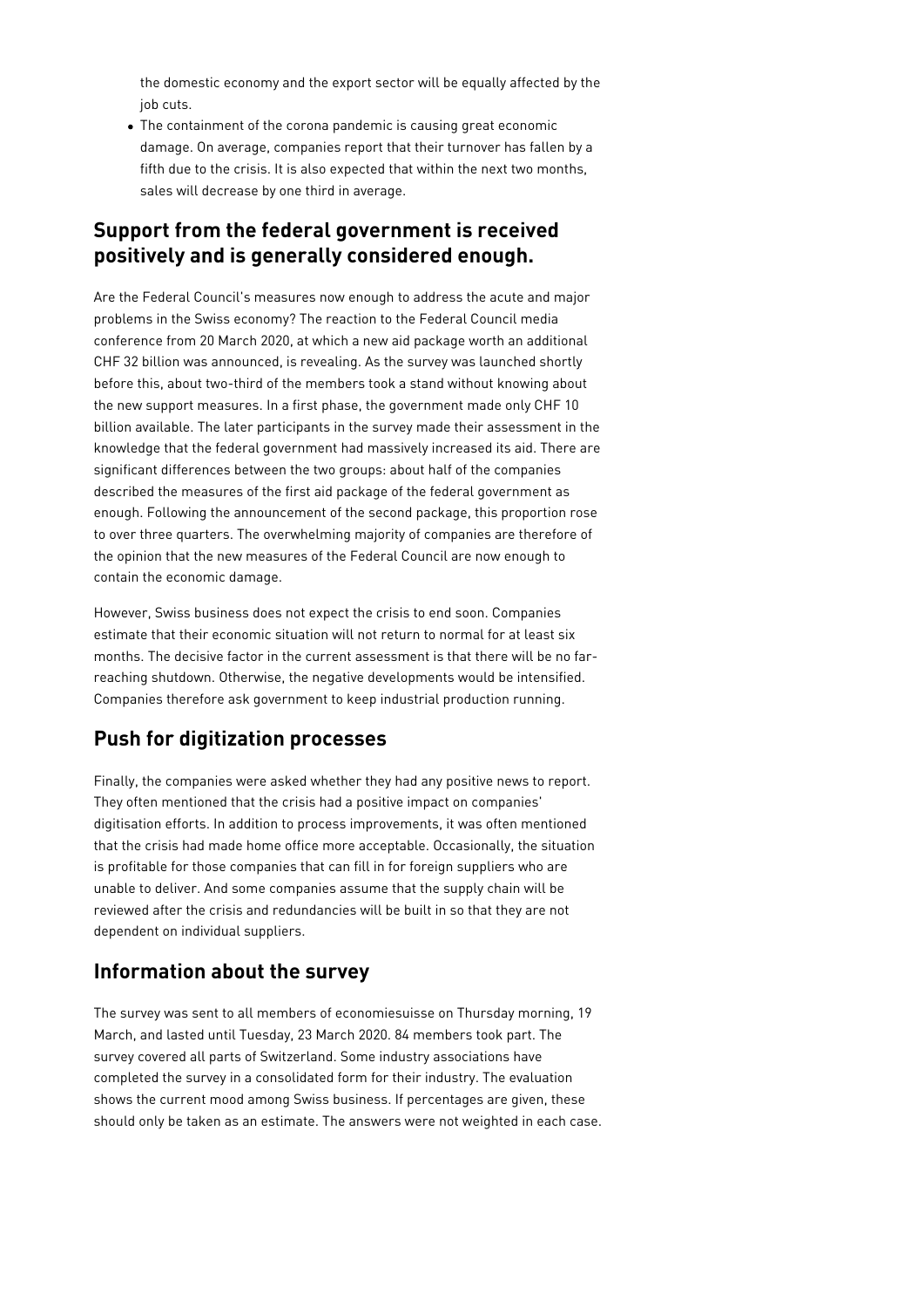the domestic economy and the export sector will be equally affected by the job cuts.

- The containment of the corona pandemic is causing great economic damage. On average, companies report that their turnover has fallen by a fifth due to the crisis. It is also expected that within the next two months, sales will decrease by one third in average.

## Support from the federal government is received positively and is generally considered enough.

Are the Federal Council's measures now enough to address the acute and major problems in the Swiss economy? The reaction to the Federal Council media conference from 20 March 2020, at which a new aid package worth an additional CHF 32 billion was announced, is revealing. As the survey was launched shortly before this, about two-third of the members took a stand without knowing about the new support measures. In a first phase, the government made only CHF 10 billion available. The later participants in the survey made their assessment in the knowledge that the federal government had massively increased its aid. There are significant differences between the two groups: about half of the companies described the measures of the first aid package of the federal government as enough. Following the announcement of the second package, this proportion rose to over three quarters. The overwhelming majority of companies are therefore of the opinion that the new measures of the Federal Council are now enough to contain the economic damage.

However, Swiss business does not expect the crisis to end soon. Companies estimate that their economic situation will not return to normal for at least six months. The decisive factor in the current assessment is that there will be no far-reaching shutdown. Otherwise, the negative developments would be intensified. Companies therefore ask government to keep industrial production running.

## Push for digitization processes

Finally, the companies were asked whether they had any positive news to report. They often mentioned that the crisis had a positive impact on companies' digitisation efforts. In addition to process improvements, it was often mentioned that the crisis had made home office more acceptable. Occasionally, the situation is profitable for those companies that can fill in for foreign suppliers who are unable to deliver. And some companies assume that the supply chain will be reviewed after the crisis and redundancies will be built in so that they are not dependent on individual suppliers.

## Information about the survey

The survey was sent to all members of economiesuisse on Thursday morning, 19 March, and lasted until Tuesday, 23 March 2020. 84 members took part. The survey covered all parts of Switzerland. Some industry associations have completed the survey in a consolidated form for their industry. The evaluation shows the current mood among Swiss business. If percentages are given, these should only be taken as an estimate. The answers were not weighted in each case.